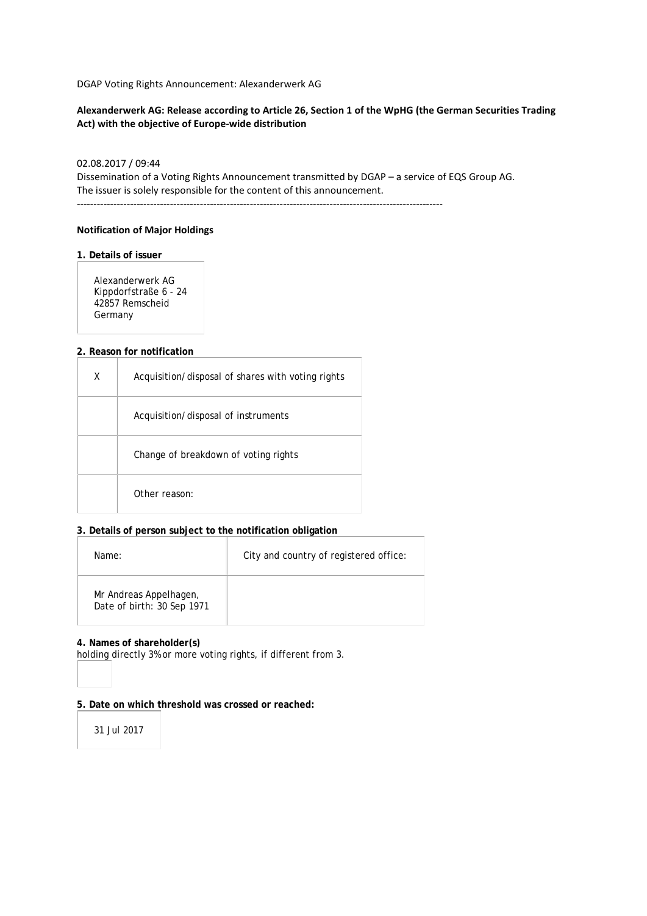DGAP Voting Rights Announcement: Alexanderwerk AG

**Alexanderwerk AG: Release according to Article 26, Section 1 of the WpHG (the German Securities Trading Act) with the objective of Europe-wide distribution**

02.08.2017 / 09:44
Dissemination of a Voting Rights Announcement transmitted by DGAP – a service of EQS Group AG.
The issuer is solely responsible for the content of this announcement.

---

**Notification of Major Holdings**

**1. Details of issuer**

| Alexanderwerk AG<br>Kippdorfstraße 6 - 24<br>42857 Remscheid<br>Germany |
|---|

**2. Reason for notification**

| | |
|---|---|
| X | Acquisition/disposal of shares with voting rights |
| | Acquisition/disposal of instruments |
| | Change of breakdown of voting rights |
| | Other reason: |

**3. Details of person subject to the notification obligation**

| Name: | City and country of registered office: |
|---|---|
| Mr Andreas Appelhagen,<br>Date of birth: 30 Sep 1971 | |

**4. Names of shareholder(s)**
holding directly 3% or more voting rights, if different from 3.

**5. Date on which threshold was crossed or reached:**

| 31 Jul 2017 |
|---|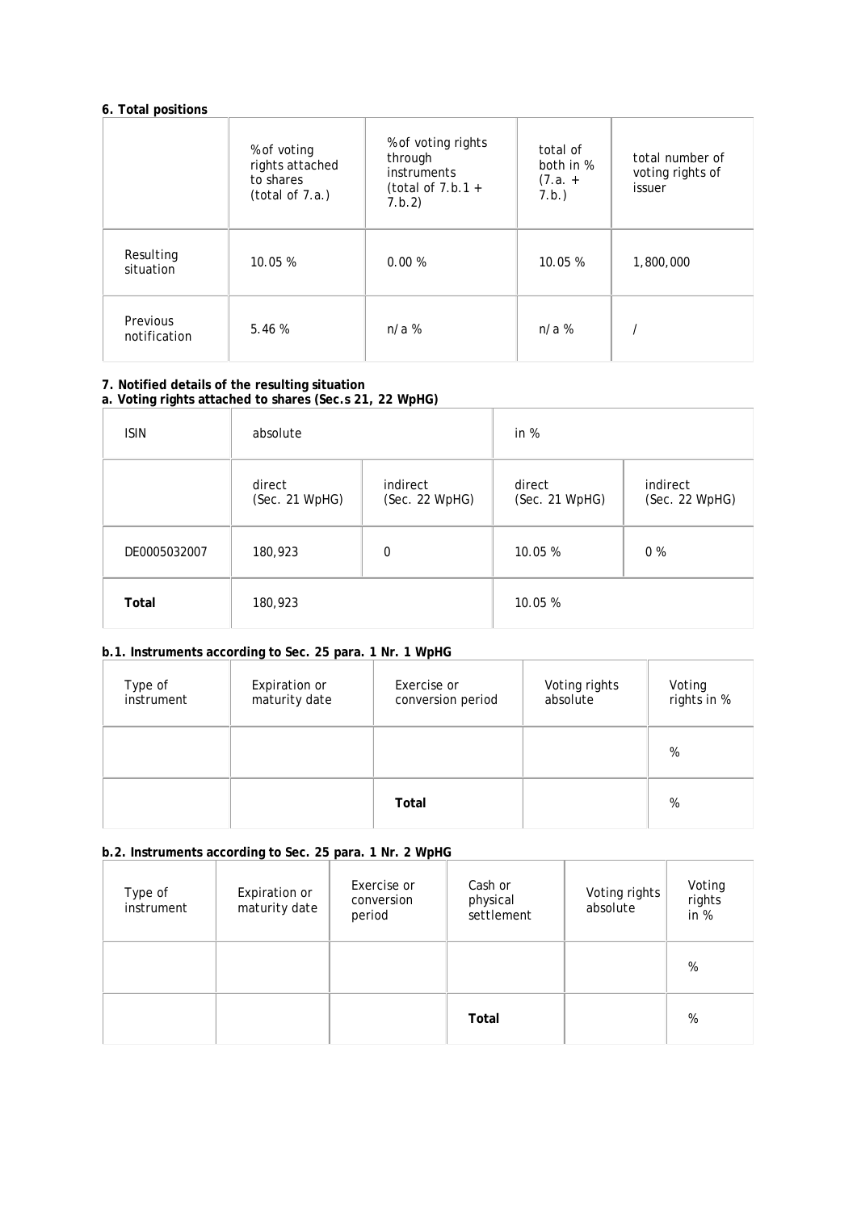**6. Total positions**

| | % of voting rights attached to shares (total of 7.a.) | % of voting rights through instruments (total of 7.b.1 + 7.b.2) | total of both in % (7.a. + 7.b.) | total number of voting rights of issuer |
|---|---|---|---|---|
| Resulting situation | 10.05 % | 0.00 % | 10.05 % | 1,800,000 |
| Previous notification | 5.46 % | n/a % | n/a % | / |

**7. Notified details of the resulting situation**
**a. Voting rights attached to shares (Sec.s 21, 22 WpHG)**

| ISIN | absolute | | in % | |
|---|---|---|---|---|
| | direct (Sec. 21 WpHG) | indirect (Sec. 22 WpHG) | direct (Sec. 21 WpHG) | indirect (Sec. 22 WpHG) |
| DE0005032007 | 180,923 | 0 | 10.05 % | 0 % |
| **Total** | 180,923 | | 10.05 % | |

**b.1. Instruments according to Sec. 25 para. 1 Nr. 1 WpHG**

| Type of instrument | Expiration or maturity date | Exercise or conversion period | Voting rights absolute | Voting rights in % |
|---|---|---|---|---|
| | | | | % |
| | | **Total** | | % |

**b.2. Instruments according to Sec. 25 para. 1 Nr. 2 WpHG**

| Type of instrument | Expiration or maturity date | Exercise or conversion period | Cash or physical settlement | Voting rights absolute | Voting rights in % |
|---|---|---|---|---|---|
| | | | | | % |
| | | | **Total** | | % |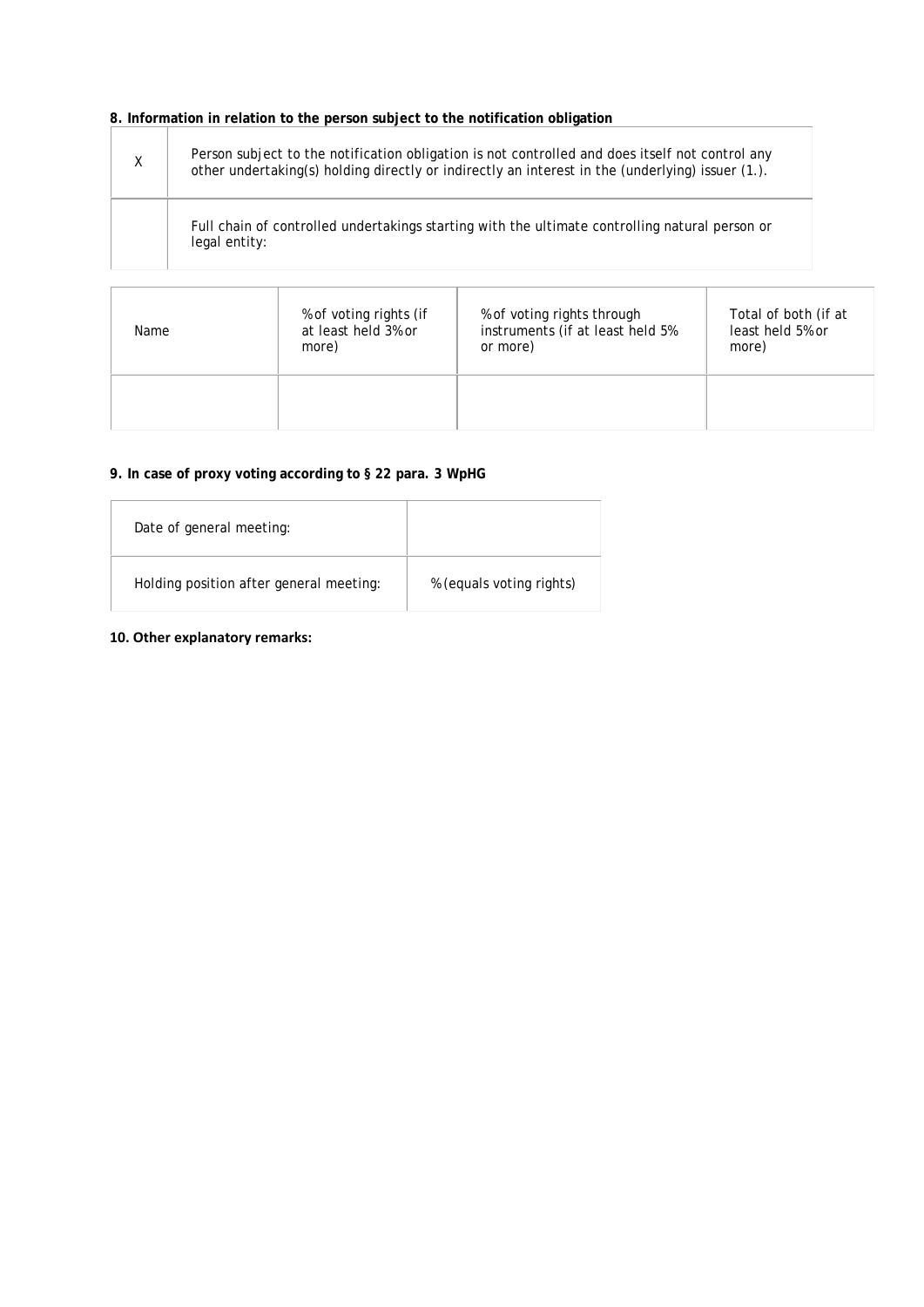**8. Information in relation to the person subject to the notification obligation**

| | |
|---|---|
| X | Person subject to the notification obligation is not controlled and does itself not control any other undertaking(s) holding directly or indirectly an interest in the (underlying) issuer (1.). |
| | Full chain of controlled undertakings starting with the ultimate controlling natural person or legal entity: |

| Name | % of voting rights (if at least held 3% or more) | % of voting rights through instruments (if at least held 5% or more) | Total of both (if at least held 5% or more) |
|---|---|---|---|
| | | | |

**9. In case of proxy voting according to § 22 para. 3 WpHG**

| | |
|---|---|
| Date of general meeting: | |
| Holding position after general meeting: | % (equals voting rights) |

**10. Other explanatory remarks:**